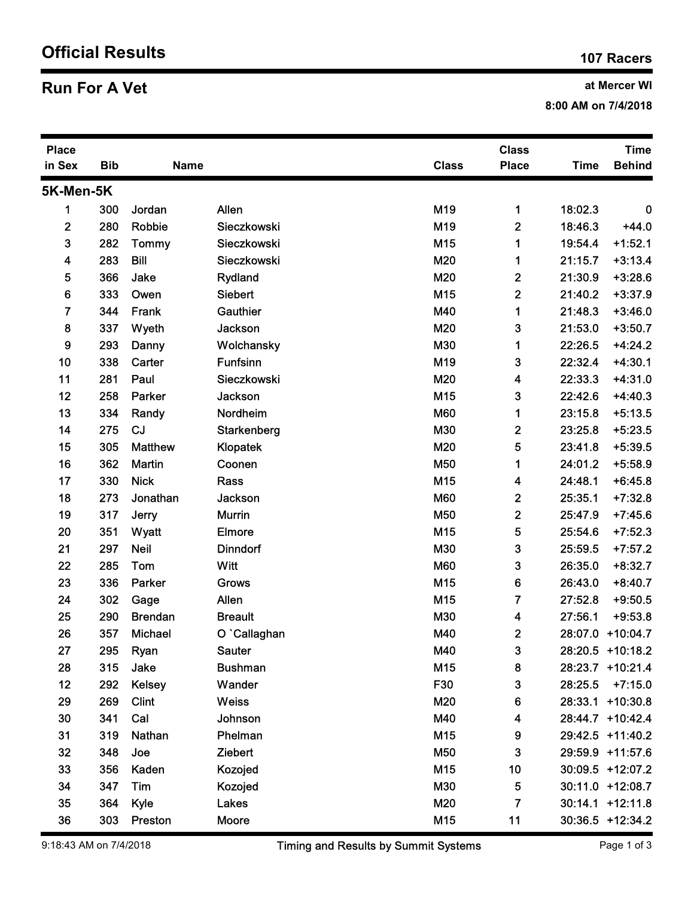# Official Results

**107 Racers**

## Run For A Vet

**at Mercer WI**

**8:00 AM on 7/4/2018**

| Place in Sex | Bib | Name | | Class | Class Place | Time | Time Behind |
|---|---|---|---|---|---|---|---|
| **5K-Men-5K** | | | | | | | |
| 1 | 300 | Jordan | Allen | M19 | 1 | 18:02.3 | 0 |
| 2 | 280 | Robbie | Sieczkowski | M19 | 2 | 18:46.3 | +44.0 |
| 3 | 282 | Tommy | Sieczkowski | M15 | 1 | 19:54.4 | +1:52.1 |
| 4 | 283 | Bill | Sieczkowski | M20 | 1 | 21:15.7 | +3:13.4 |
| 5 | 366 | Jake | Rydland | M20 | 2 | 21:30.9 | +3:28.6 |
| 6 | 333 | Owen | Siebert | M15 | 2 | 21:40.2 | +3:37.9 |
| 7 | 344 | Frank | Gauthier | M40 | 1 | 21:48.3 | +3:46.0 |
| 8 | 337 | Wyeth | Jackson | M20 | 3 | 21:53.0 | +3:50.7 |
| 9 | 293 | Danny | Wolchansky | M30 | 1 | 22:26.5 | +4:24.2 |
| 10 | 338 | Carter | Funfsinn | M19 | 3 | 22:32.4 | +4:30.1 |
| 11 | 281 | Paul | Sieczkowski | M20 | 4 | 22:33.3 | +4:31.0 |
| 12 | 258 | Parker | Jackson | M15 | 3 | 22:42.6 | +4:40.3 |
| 13 | 334 | Randy | Nordheim | M60 | 1 | 23:15.8 | +5:13.5 |
| 14 | 275 | CJ | Starkenberg | M30 | 2 | 23:25.8 | +5:23.5 |
| 15 | 305 | Matthew | Klopatek | M20 | 5 | 23:41.8 | +5:39.5 |
| 16 | 362 | Martin | Coonen | M50 | 1 | 24:01.2 | +5:58.9 |
| 17 | 330 | Nick | Rass | M15 | 4 | 24:48.1 | +6:45.8 |
| 18 | 273 | Jonathan | Jackson | M60 | 2 | 25:35.1 | +7:32.8 |
| 19 | 317 | Jerry | Murrin | M50 | 2 | 25:47.9 | +7:45.6 |
| 20 | 351 | Wyatt | Elmore | M15 | 5 | 25:54.6 | +7:52.3 |
| 21 | 297 | Neil | Dinndorf | M30 | 3 | 25:59.5 | +7:57.2 |
| 22 | 285 | Tom | Witt | M60 | 3 | 26:35.0 | +8:32.7 |
| 23 | 336 | Parker | Grows | M15 | 6 | 26:43.0 | +8:40.7 |
| 24 | 302 | Gage | Allen | M15 | 7 | 27:52.8 | +9:50.5 |
| 25 | 290 | Brendan | Breault | M30 | 4 | 27:56.1 | +9:53.8 |
| 26 | 357 | Michael | O `Callaghan | M40 | 2 | 28:07.0 | +10:04.7 |
| 27 | 295 | Ryan | Sauter | M40 | 3 | 28:20.5 | +10:18.2 |
| 28 | 315 | Jake | Bushman | M15 | 8 | 28:23.7 | +10:21.4 |
| 12 | 292 | Kelsey | Wander | F30 | 3 | 28:25.5 | +7:15.0 |
| 29 | 269 | Clint | Weiss | M20 | 6 | 28:33.1 | +10:30.8 |
| 30 | 341 | Cal | Johnson | M40 | 4 | 28:44.7 | +10:42.4 |
| 31 | 319 | Nathan | Phelman | M15 | 9 | 29:42.5 | +11:40.2 |
| 32 | 348 | Joe | Ziebert | M50 | 3 | 29:59.9 | +11:57.6 |
| 33 | 356 | Kaden | Kozojed | M15 | 10 | 30:09.5 | +12:07.2 |
| 34 | 347 | Tim | Kozojed | M30 | 5 | 30:11.0 | +12:08.7 |
| 35 | 364 | Kyle | Lakes | M20 | 7 | 30:14.1 | +12:11.8 |
| 36 | 303 | Preston | Moore | M15 | 11 | 30:36.5 | +12:34.2 |

9:18:43 AM on 7/4/2018 Timing and Results by Summit Systems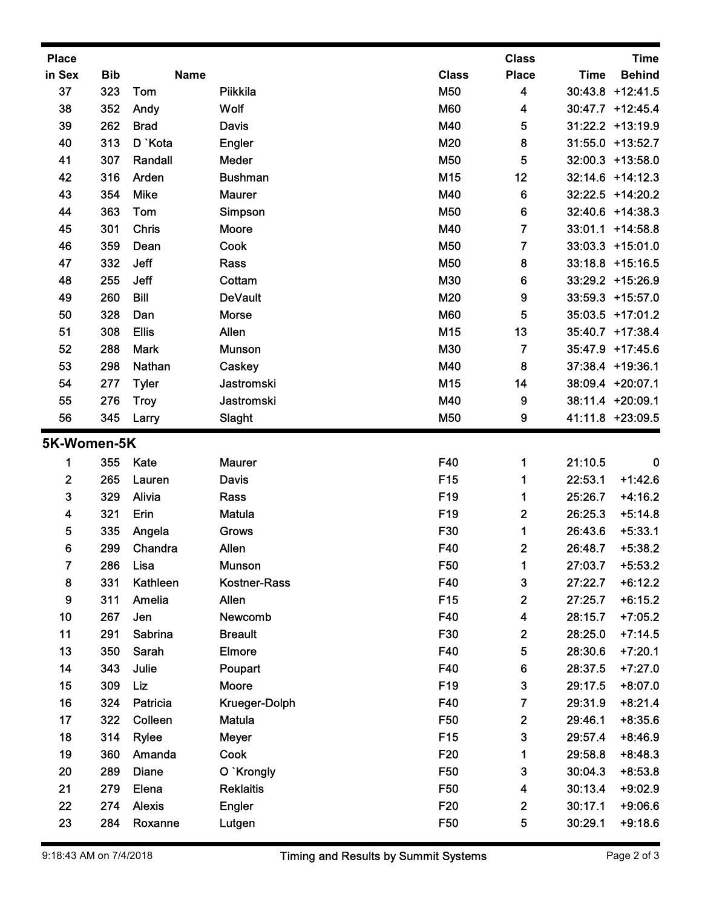| Place in Sex | Bib | Name | | Class | Class Place | Time | Time Behind |
|---|---|---|---|---|---|---|---|
| 37 | 323 | Tom | Piikkila | M50 | 4 | 30:43.8 | +12:41.5 |
| 38 | 352 | Andy | Wolf | M60 | 4 | 30:47.7 | +12:45.4 |
| 39 | 262 | Brad | Davis | M40 | 5 | 31:22.2 | +13:19.9 |
| 40 | 313 | D `Kota | Engler | M20 | 8 | 31:55.0 | +13:52.7 |
| 41 | 307 | Randall | Meder | M50 | 5 | 32:00.3 | +13:58.0 |
| 42 | 316 | Arden | Bushman | M15 | 12 | 32:14.6 | +14:12.3 |
| 43 | 354 | Mike | Maurer | M40 | 6 | 32:22.5 | +14:20.2 |
| 44 | 363 | Tom | Simpson | M50 | 6 | 32:40.6 | +14:38.3 |
| 45 | 301 | Chris | Moore | M40 | 7 | 33:01.1 | +14:58.8 |
| 46 | 359 | Dean | Cook | M50 | 7 | 33:03.3 | +15:01.0 |
| 47 | 332 | Jeff | Rass | M50 | 8 | 33:18.8 | +15:16.5 |
| 48 | 255 | Jeff | Cottam | M30 | 6 | 33:29.2 | +15:26.9 |
| 49 | 260 | Bill | DeVault | M20 | 9 | 33:59.3 | +15:57.0 |
| 50 | 328 | Dan | Morse | M60 | 5 | 35:03.5 | +17:01.2 |
| 51 | 308 | Ellis | Allen | M15 | 13 | 35:40.7 | +17:38.4 |
| 52 | 288 | Mark | Munson | M30 | 7 | 35:47.9 | +17:45.6 |
| 53 | 298 | Nathan | Caskey | M40 | 8 | 37:38.4 | +19:36.1 |
| 54 | 277 | Tyler | Jastromski | M15 | 14 | 38:09.4 | +20:07.1 |
| 55 | 276 | Troy | Jastromski | M40 | 9 | 38:11.4 | +20:09.1 |
| 56 | 345 | Larry | Slaght | M50 | 9 | 41:11.8 | +23:09.5 |

## 5K-Women-5K

| Place in Sex | Bib | Name | | Class | Class Place | Time | Time Behind |
|---|---|---|---|---|---|---|---|
| 1 | 355 | Kate | Maurer | F40 | 1 | 21:10.5 | 0 |
| 2 | 265 | Lauren | Davis | F15 | 1 | 22:53.1 | +1:42.6 |
| 3 | 329 | Alivia | Rass | F19 | 1 | 25:26.7 | +4:16.2 |
| 4 | 321 | Erin | Matula | F19 | 2 | 26:25.3 | +5:14.8 |
| 5 | 335 | Angela | Grows | F30 | 1 | 26:43.6 | +5:33.1 |
| 6 | 299 | Chandra | Allen | F40 | 2 | 26:48.7 | +5:38.2 |
| 7 | 286 | Lisa | Munson | F50 | 1 | 27:03.7 | +5:53.2 |
| 8 | 331 | Kathleen | Kostner-Rass | F40 | 3 | 27:22.7 | +6:12.2 |
| 9 | 311 | Amelia | Allen | F15 | 2 | 27:25.7 | +6:15.2 |
| 10 | 267 | Jen | Newcomb | F40 | 4 | 28:15.7 | +7:05.2 |
| 11 | 291 | Sabrina | Breault | F30 | 2 | 28:25.0 | +7:14.5 |
| 13 | 350 | Sarah | Elmore | F40 | 5 | 28:30.6 | +7:20.1 |
| 14 | 343 | Julie | Poupart | F40 | 6 | 28:37.5 | +7:27.0 |
| 15 | 309 | Liz | Moore | F19 | 3 | 29:17.5 | +8:07.0 |
| 16 | 324 | Patricia | Krueger-Dolph | F40 | 7 | 29:31.9 | +8:21.4 |
| 17 | 322 | Colleen | Matula | F50 | 2 | 29:46.1 | +8:35.6 |
| 18 | 314 | Rylee | Meyer | F15 | 3 | 29:57.4 | +8:46.9 |
| 19 | 360 | Amanda | Cook | F20 | 1 | 29:58.8 | +8:48.3 |
| 20 | 289 | Diane | O `Krongly | F50 | 3 | 30:04.3 | +8:53.8 |
| 21 | 279 | Elena | Reklaitis | F50 | 4 | 30:13.4 | +9:02.9 |
| 22 | 274 | Alexis | Engler | F20 | 2 | 30:17.1 | +9:06.6 |
| 23 | 284 | Roxanne | Lutgen | F50 | 5 | 30:29.1 | +9:18.6 |

9:18:43 AM on 7/4/2018 — Timing and Results by Summit Systems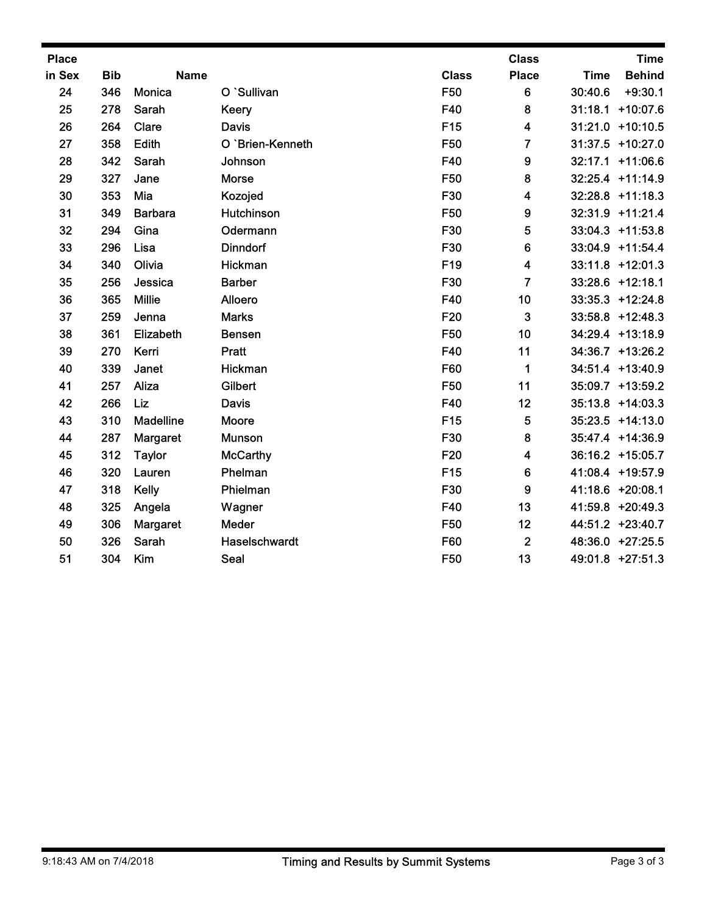| Place in Sex | Bib | Name | | Class | Class Place | Time | Time Behind |
|---|---|---|---|---|---|---|---|
| 24 | 346 | Monica | O `Sullivan | F50 | 6 | 30:40.6 | +9:30.1 |
| 25 | 278 | Sarah | Keery | F40 | 8 | 31:18.1 | +10:07.6 |
| 26 | 264 | Clare | Davis | F15 | 4 | 31:21.0 | +10:10.5 |
| 27 | 358 | Edith | O `Brien-Kenneth | F50 | 7 | 31:37.5 | +10:27.0 |
| 28 | 342 | Sarah | Johnson | F40 | 9 | 32:17.1 | +11:06.6 |
| 29 | 327 | Jane | Morse | F50 | 8 | 32:25.4 | +11:14.9 |
| 30 | 353 | Mia | Kozojed | F30 | 4 | 32:28.8 | +11:18.3 |
| 31 | 349 | Barbara | Hutchinson | F50 | 9 | 32:31.9 | +11:21.4 |
| 32 | 294 | Gina | Odermann | F30 | 5 | 33:04.3 | +11:53.8 |
| 33 | 296 | Lisa | Dinndorf | F30 | 6 | 33:04.9 | +11:54.4 |
| 34 | 340 | Olivia | Hickman | F19 | 4 | 33:11.8 | +12:01.3 |
| 35 | 256 | Jessica | Barber | F30 | 7 | 33:28.6 | +12:18.1 |
| 36 | 365 | Millie | Alloero | F40 | 10 | 33:35.3 | +12:24.8 |
| 37 | 259 | Jenna | Marks | F20 | 3 | 33:58.8 | +12:48.3 |
| 38 | 361 | Elizabeth | Bensen | F50 | 10 | 34:29.4 | +13:18.9 |
| 39 | 270 | Kerri | Pratt | F40 | 11 | 34:36.7 | +13:26.2 |
| 40 | 339 | Janet | Hickman | F60 | 1 | 34:51.4 | +13:40.9 |
| 41 | 257 | Aliza | Gilbert | F50 | 11 | 35:09.7 | +13:59.2 |
| 42 | 266 | Liz | Davis | F40 | 12 | 35:13.8 | +14:03.3 |
| 43 | 310 | Madelline | Moore | F15 | 5 | 35:23.5 | +14:13.0 |
| 44 | 287 | Margaret | Munson | F30 | 8 | 35:47.4 | +14:36.9 |
| 45 | 312 | Taylor | McCarthy | F20 | 4 | 36:16.2 | +15:05.7 |
| 46 | 320 | Lauren | Phelman | F15 | 6 | 41:08.4 | +19:57.9 |
| 47 | 318 | Kelly | Phielman | F30 | 9 | 41:18.6 | +20:08.1 |
| 48 | 325 | Angela | Wagner | F40 | 13 | 41:59.8 | +20:49.3 |
| 49 | 306 | Margaret | Meder | F50 | 12 | 44:51.2 | +23:40.7 |
| 50 | 326 | Sarah | Haselschwardt | F60 | 2 | 48:36.0 | +27:25.5 |
| 51 | 304 | Kim | Seal | F50 | 13 | 49:01.8 | +27:51.3 |

9:18:43 AM on 7/4/2018

Timing and Results by Summit Systems